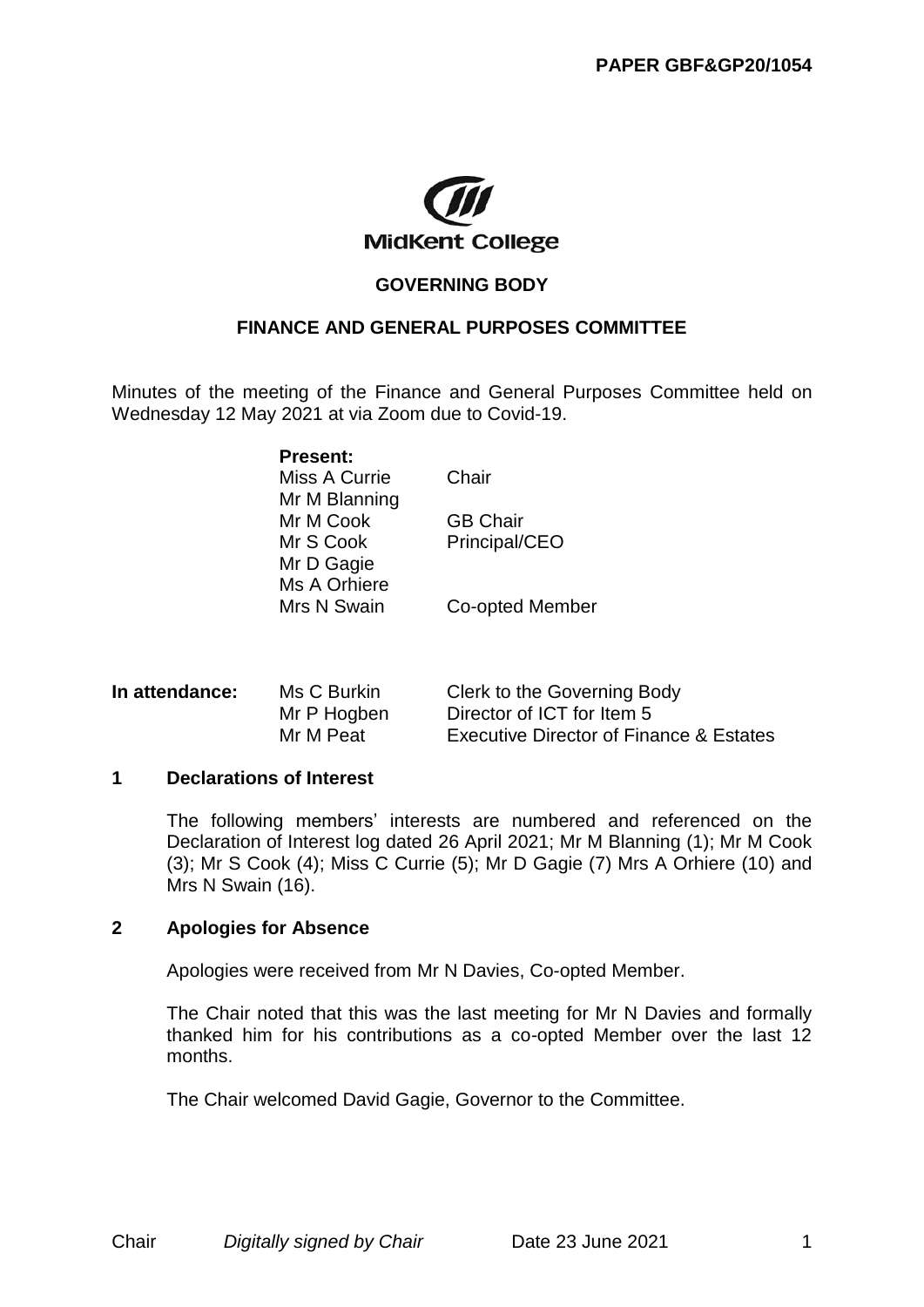**PAPER GBF&GP20/1054**

MidKent College

**GOVERNING BODY**

**FINANCE AND GENERAL PURPOSES COMMITTEE**

Minutes of the meeting of the Finance and General Purposes Committee held on Wednesday 12 May 2021 at via Zoom due to Covid-19.

**Present:**

| | |
|---|---|
| Miss A Currie | Chair |
| Mr M Blanning | |
| Mr M Cook | GB Chair |
| Mr S Cook | Principal/CEO |
| Mr D Gagie | |
| Ms A Orhiere | |
| Mrs N Swain | Co-opted Member |

**In attendance:**

| | |
|---|---|
| Ms C Burkin | Clerk to the Governing Body |
| Mr P Hogben | Director of ICT for Item 5 |
| Mr M Peat | Executive Director of Finance & Estates |

## 1 Declarations of Interest

The following members' interests are numbered and referenced on the Declaration of Interest log dated 26 April 2021; Mr M Blanning (1); Mr M Cook (3); Mr S Cook (4); Miss C Currie (5); Mr D Gagie (7) Mrs A Orhiere (10) and Mrs N Swain (16).

## 2 Apologies for Absence

Apologies were received from Mr N Davies, Co-opted Member.

The Chair noted that this was the last meeting for Mr N Davies and formally thanked him for his contributions as a co-opted Member over the last 12 months.

The Chair welcomed David Gagie, Governor to the Committee.

Chair *Digitally signed by Chair* Date 23 June 2021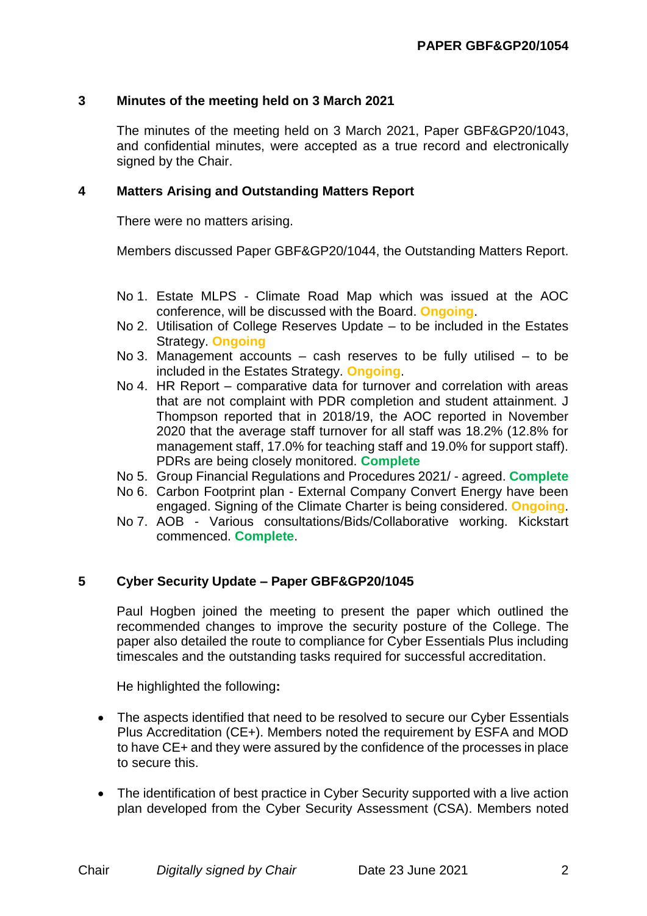### 3 Minutes of the meeting held on 3 March 2021

The minutes of the meeting held on 3 March 2021, Paper GBF&GP20/1043, and confidential minutes, were accepted as a true record and electronically signed by the Chair.

### 4 Matters Arising and Outstanding Matters Report

There were no matters arising.

Members discussed Paper GBF&GP20/1044, the Outstanding Matters Report.

- No 1. Estate MLPS - Climate Road Map which was issued at the AOC conference, will be discussed with the Board. **Ongoing**.
- No 2. Utilisation of College Reserves Update – to be included in the Estates Strategy. **Ongoing**
- No 3. Management accounts – cash reserves to be fully utilised – to be included in the Estates Strategy. **Ongoing**.
- No 4. HR Report – comparative data for turnover and correlation with areas that are not complaint with PDR completion and student attainment. J Thompson reported that in 2018/19, the AOC reported in November 2020 that the average staff turnover for all staff was 18.2% (12.8% for management staff, 17.0% for teaching staff and 19.0% for support staff). PDRs are being closely monitored. **Complete**
- No 5. Group Financial Regulations and Procedures 2021/ - agreed. **Complete**
- No 6. Carbon Footprint plan - External Company Convert Energy have been engaged. Signing of the Climate Charter is being considered. **Ongoing**.
- No 7. AOB - Various consultations/Bids/Collaborative working. Kickstart commenced. **Complete**.

### 5 Cyber Security Update – Paper GBF&GP20/1045

Paul Hogben joined the meeting to present the paper which outlined the recommended changes to improve the security posture of the College. The paper also detailed the route to compliance for Cyber Essentials Plus including timescales and the outstanding tasks required for successful accreditation.

He highlighted the following**:**

- The aspects identified that need to be resolved to secure our Cyber Essentials Plus Accreditation (CE+). Members noted the requirement by ESFA and MOD to have CE+ and they were assured by the confidence of the processes in place to secure this.

- The identification of best practice in Cyber Security supported with a live action plan developed from the Cyber Security Assessment (CSA). Members noted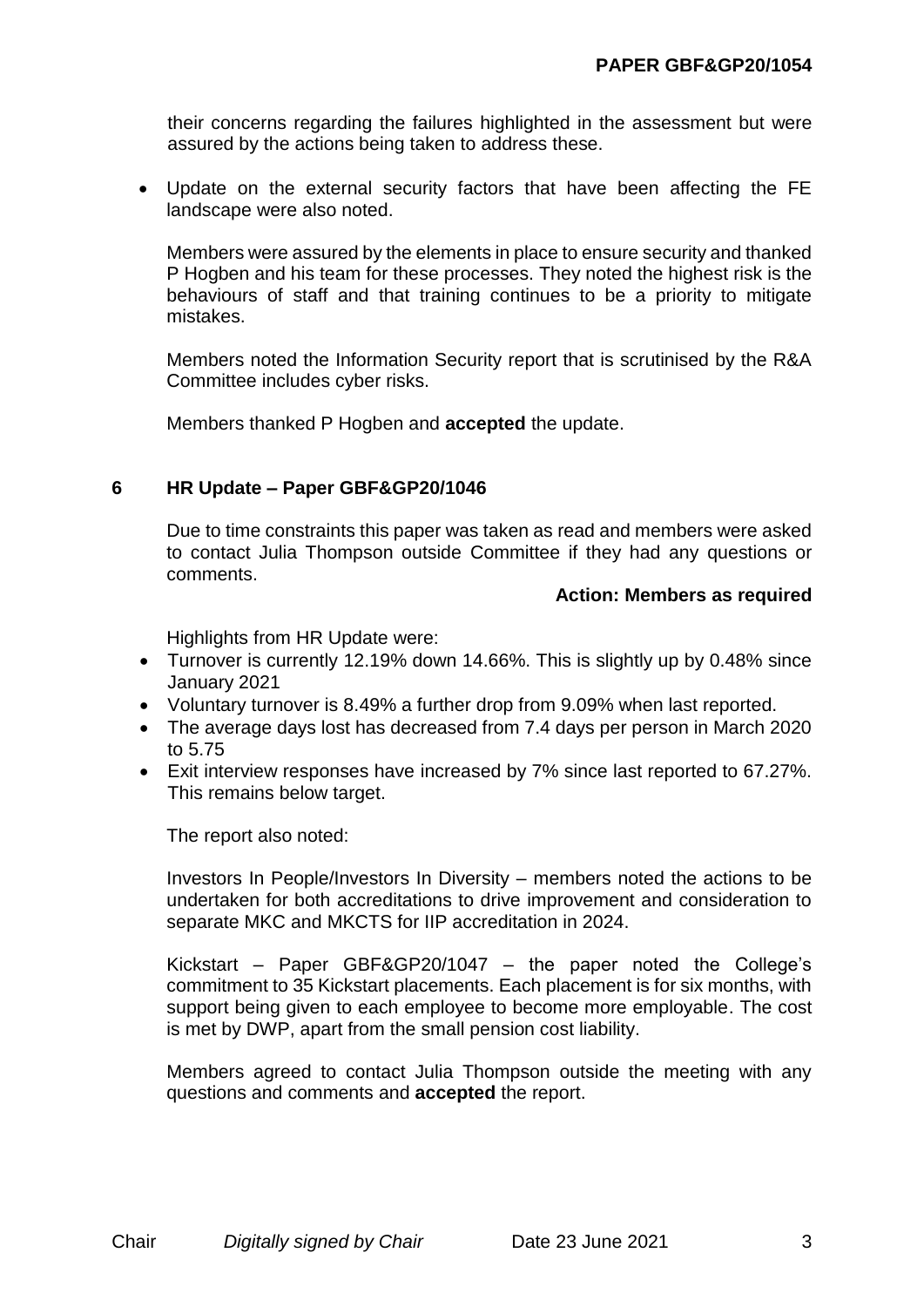their concerns regarding the failures highlighted in the assessment but were assured by the actions being taken to address these.

- Update on the external security factors that have been affecting the FE landscape were also noted.

  Members were assured by the elements in place to ensure security and thanked P Hogben and his team for these processes. They noted the highest risk is the behaviours of staff and that training continues to be a priority to mitigate mistakes.

  Members noted the Information Security report that is scrutinised by the R&A Committee includes cyber risks.

  Members thanked P Hogben and **accepted** the update.

## 6 HR Update – Paper GBF&GP20/1046

Due to time constraints this paper was taken as read and members were asked to contact Julia Thompson outside Committee if they had any questions or comments.

**Action: Members as required**

Highlights from HR Update were:

- Turnover is currently 12.19% down 14.66%. This is slightly up by 0.48% since January 2021
- Voluntary turnover is 8.49% a further drop from 9.09% when last reported.
- The average days lost has decreased from 7.4 days per person in March 2020 to 5.75
- Exit interview responses have increased by 7% since last reported to 67.27%. This remains below target.

The report also noted:

Investors In People/Investors In Diversity – members noted the actions to be undertaken for both accreditations to drive improvement and consideration to separate MKC and MKCTS for IIP accreditation in 2024.

Kickstart – Paper GBF&GP20/1047 – the paper noted the College's commitment to 35 Kickstart placements. Each placement is for six months, with support being given to each employee to become more employable. The cost is met by DWP, apart from the small pension cost liability.

Members agreed to contact Julia Thompson outside the meeting with any questions and comments and **accepted** the report.

Chair *Digitally signed by Chair* Date 23 June 2021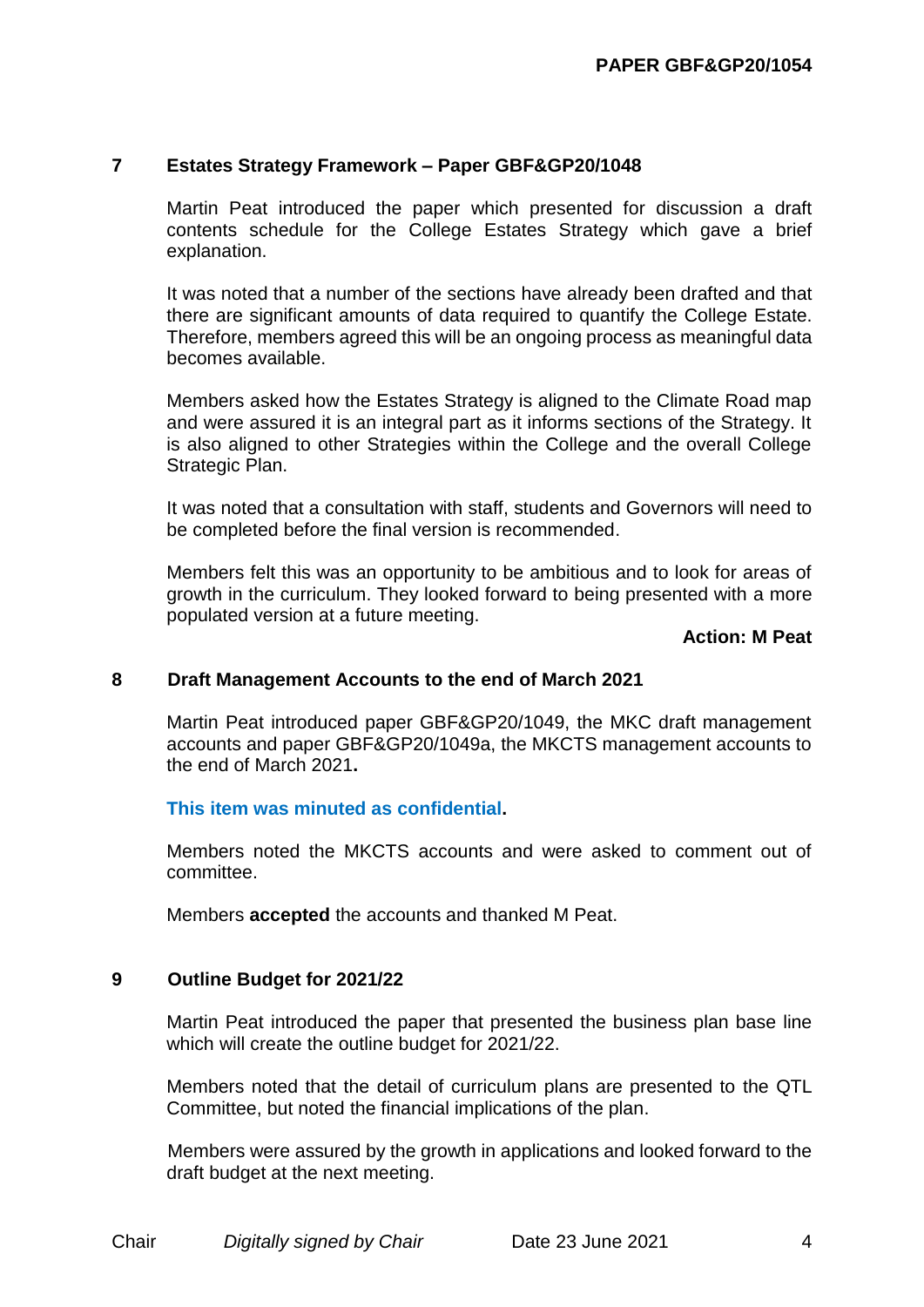## 7 Estates Strategy Framework – Paper GBF&GP20/1048

Martin Peat introduced the paper which presented for discussion a draft contents schedule for the College Estates Strategy which gave a brief explanation.

It was noted that a number of the sections have already been drafted and that there are significant amounts of data required to quantify the College Estate. Therefore, members agreed this will be an ongoing process as meaningful data becomes available.

Members asked how the Estates Strategy is aligned to the Climate Road map and were assured it is an integral part as it informs sections of the Strategy. It is also aligned to other Strategies within the College and the overall College Strategic Plan.

It was noted that a consultation with staff, students and Governors will need to be completed before the final version is recommended.

Members felt this was an opportunity to be ambitious and to look for areas of growth in the curriculum. They looked forward to being presented with a more populated version at a future meeting.

**Action: M Peat**

## 8 Draft Management Accounts to the end of March 2021

Martin Peat introduced paper GBF&GP20/1049, the MKC draft management accounts and paper GBF&GP20/1049a, the MKCTS management accounts to the end of March 2021**.**

**This item was minuted as confidential.**

Members noted the MKCTS accounts and were asked to comment out of committee.

Members **accepted** the accounts and thanked M Peat.

## 9 Outline Budget for 2021/22

Martin Peat introduced the paper that presented the business plan base line which will create the outline budget for 2021/22.

Members noted that the detail of curriculum plans are presented to the QTL Committee, but noted the financial implications of the plan.

Members were assured by the growth in applications and looked forward to the draft budget at the next meeting.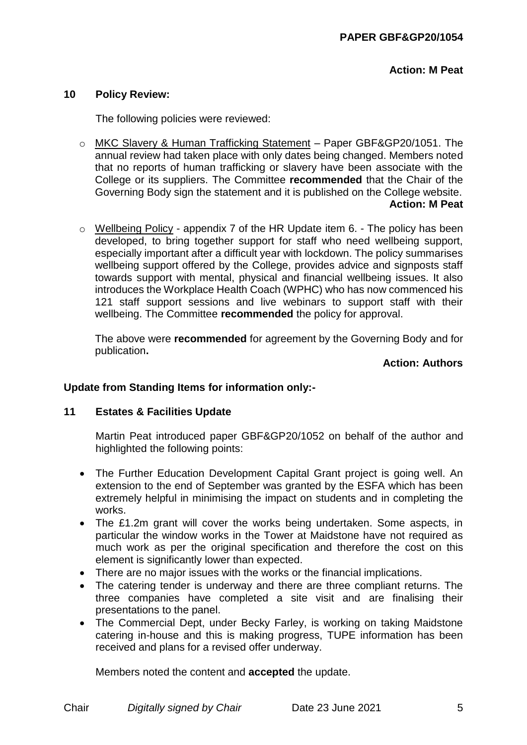**Action: M Peat**

## 10 Policy Review:

The following policies were reviewed:

- MKC Slavery & Human Trafficking Statement – Paper GBF&GP20/1051. The annual review had taken place with only dates being changed. Members noted that no reports of human trafficking or slavery have been associate with the College or its suppliers. The Committee **recommended** that the Chair of the Governing Body sign the statement and it is published on the College website.

  **Action: M Peat**

- Wellbeing Policy - appendix 7 of the HR Update item 6. - The policy has been developed, to bring together support for staff who need wellbeing support, especially important after a difficult year with lockdown. The policy summarises wellbeing support offered by the College, provides advice and signposts staff towards support with mental, physical and financial wellbeing issues. It also introduces the Workplace Health Coach (WPHC) who has now commenced his 121 staff support sessions and live webinars to support staff with their wellbeing. The Committee **recommended** the policy for approval.

The above were **recommended** for agreement by the Governing Body and for publication**.**

**Action: Authors**

**Update from Standing Items for information only:-**

## 11 Estates & Facilities Update

Martin Peat introduced paper GBF&GP20/1052 on behalf of the author and highlighted the following points:

- The Further Education Development Capital Grant project is going well. An extension to the end of September was granted by the ESFA which has been extremely helpful in minimising the impact on students and in completing the works.
- The £1.2m grant will cover the works being undertaken. Some aspects, in particular the window works in the Tower at Maidstone have not required as much work as per the original specification and therefore the cost on this element is significantly lower than expected.
- There are no major issues with the works or the financial implications.
- The catering tender is underway and there are three compliant returns. The three companies have completed a site visit and are finalising their presentations to the panel.
- The Commercial Dept, under Becky Farley, is working on taking Maidstone catering in-house and this is making progress, TUPE information has been received and plans for a revised offer underway.

Members noted the content and **accepted** the update.

Chair *Digitally signed by Chair* Date 23 June 2021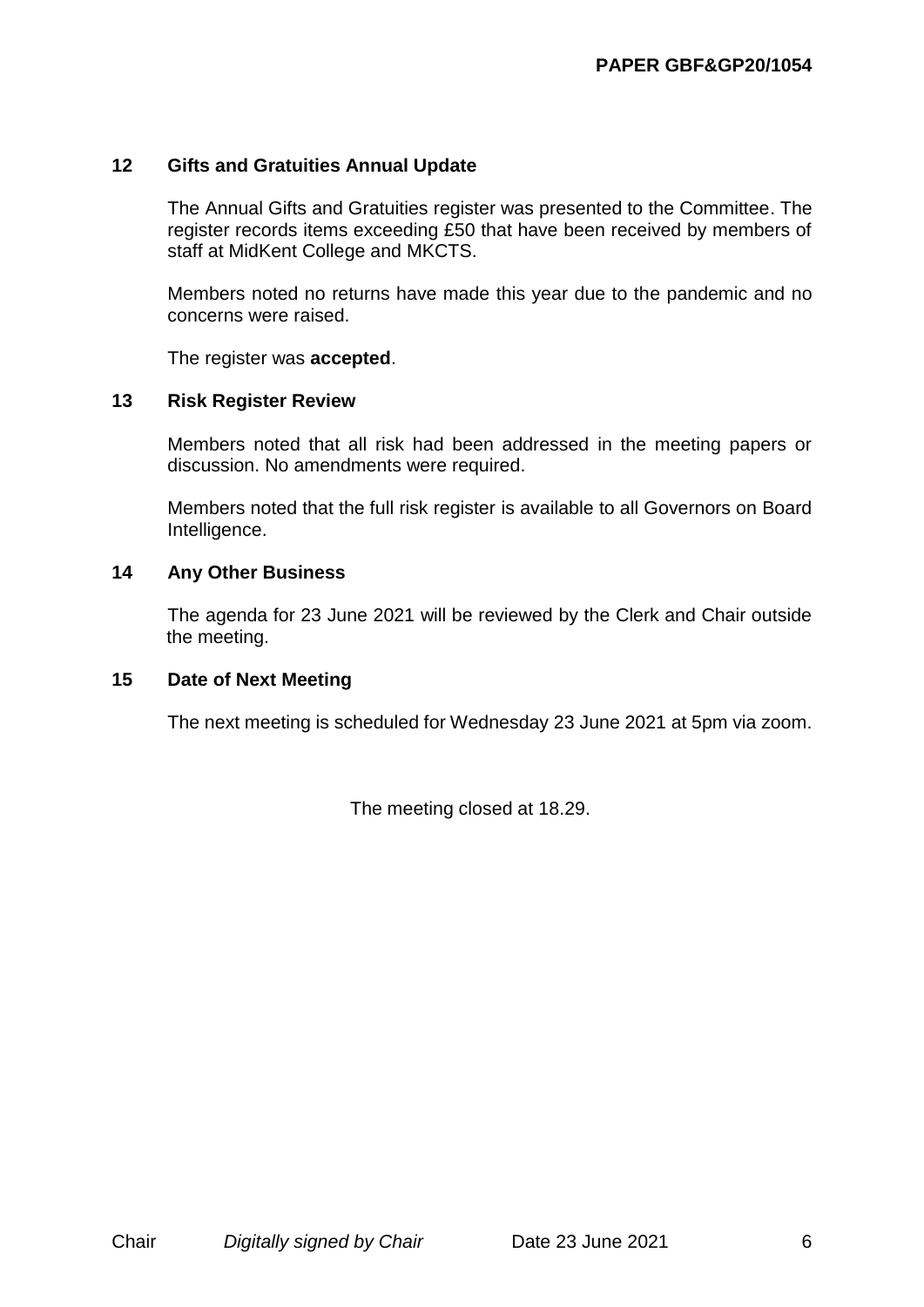## 12 Gifts and Gratuities Annual Update

The Annual Gifts and Gratuities register was presented to the Committee. The register records items exceeding £50 that have been received by members of staff at MidKent College and MKCTS.

Members noted no returns have made this year due to the pandemic and no concerns were raised.

The register was **accepted**.

## 13 Risk Register Review

Members noted that all risk had been addressed in the meeting papers or discussion. No amendments were required.

Members noted that the full risk register is available to all Governors on Board Intelligence.

## 14 Any Other Business

The agenda for 23 June 2021 will be reviewed by the Clerk and Chair outside the meeting.

## 15 Date of Next Meeting

The next meeting is scheduled for Wednesday 23 June 2021 at 5pm via zoom.

The meeting closed at 18.29.

Chair *Digitally signed by Chair* Date 23 June 2021